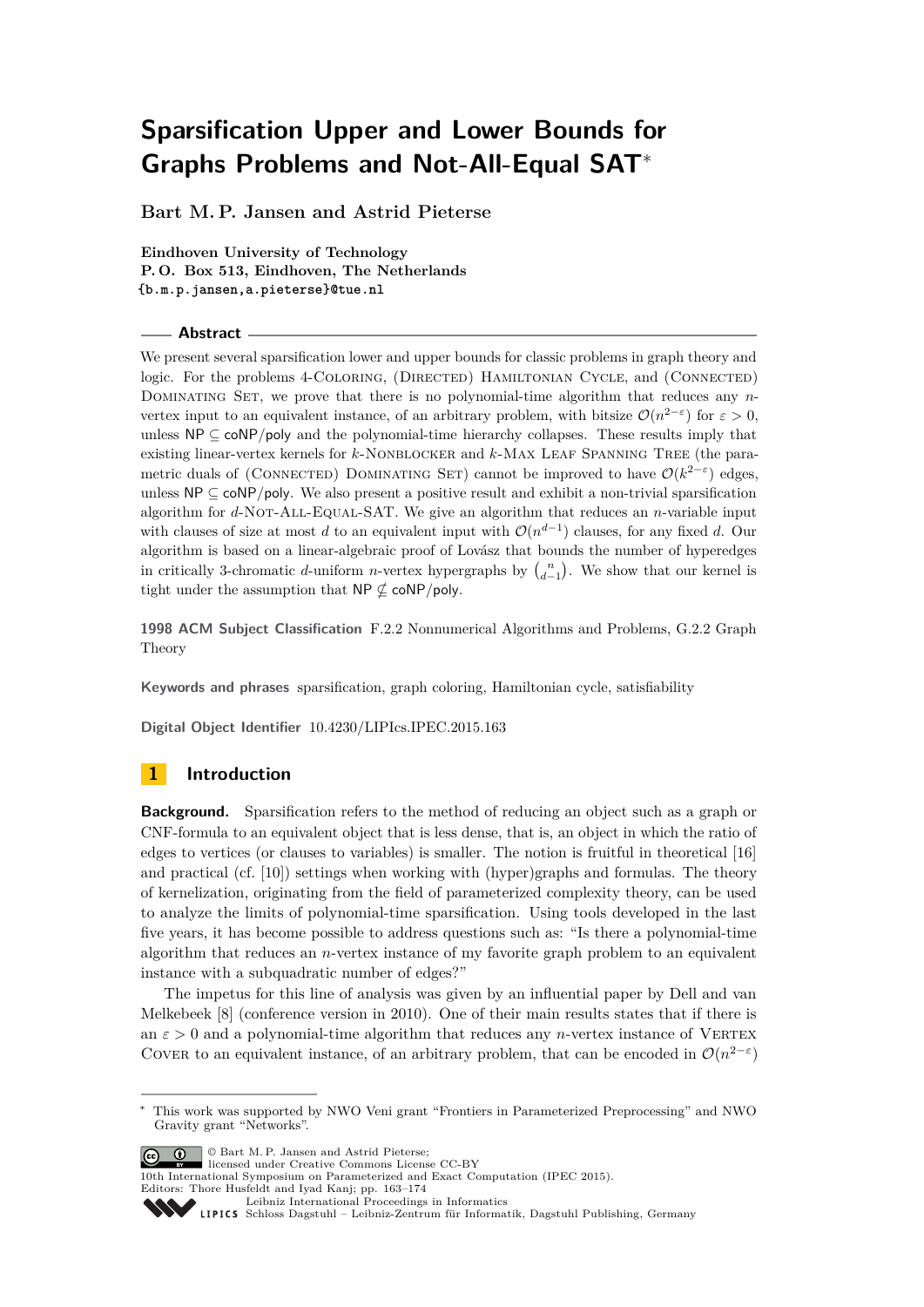# Sparsification Upper and Lower Bounds for Graphs Problems and Not-All-Equal SAT*

**Bart M. P. Jansen and Astrid Pieterse**

**Eindhoven University of Technology**
**P. O. Box 513, Eindhoven, The Netherlands**
**{b.m.p.jansen,a.pieterse}@tue.nl**

## Abstract

We present several sparsification lower and upper bounds for classic problems in graph theory and logic. For the problems 4-Coloring, (Directed) Hamiltonian Cycle, and (Connected) Dominating Set, we prove that there is no polynomial-time algorithm that reduces any $n$-vertex input to an equivalent instance, of an arbitrary problem, with bitsize $\mathcal{O}(n^{2-\varepsilon})$ for $\varepsilon > 0$, unless $\mathsf{NP} \subseteq \mathsf{coNP/poly}$ and the polynomial-time hierarchy collapses. These results imply that existing linear-vertex kernels for $k$-Nonblocker and $k$-Max Leaf Spanning Tree (the parametric duals of (Connected) Dominating Set) cannot be improved to have $\mathcal{O}(k^{2-\varepsilon})$ edges, unless $\mathsf{NP} \subseteq \mathsf{coNP/poly}$. We also present a positive result and exhibit a non-trivial sparsification algorithm for $d$-Not-All-Equal-SAT. We give an algorithm that reduces an $n$-variable input with clauses of size at most $d$ to an equivalent input with $\mathcal{O}(n^{d-1})$ clauses, for any fixed $d$. Our algorithm is based on a linear-algebraic proof of Lovász that bounds the number of hyperedges in critically 3-chromatic $d$-uniform $n$-vertex hypergraphs by $\binom{n}{d-1}$. We show that our kernel is tight under the assumption that $\mathsf{NP} \not\subseteq \mathsf{coNP/poly}$.

**1998 ACM Subject Classification** F.2.2 Nonnumerical Algorithms and Problems, G.2.2 Graph Theory

**Keywords and phrases** sparsification, graph coloring, Hamiltonian cycle, satisfiability

**Digital Object Identifier** 10.4230/LIPIcs.IPEC.2015.163

## 1 Introduction

**Background.** Sparsification refers to the method of reducing an object such as a graph or CNF-formula to an equivalent object that is less dense, that is, an object in which the ratio of edges to vertices (or clauses to variables) is smaller. The notion is fruitful in theoretical [16] and practical (cf. [10]) settings when working with (hyper)graphs and formulas. The theory of kernelization, originating from the field of parameterized complexity theory, can be used to analyze the limits of polynomial-time sparsification. Using tools developed in the last five years, it has become possible to address questions such as: "Is there a polynomial-time algorithm that reduces an $n$-vertex instance of my favorite graph problem to an equivalent instance with a subquadratic number of edges?"

The impetus for this line of analysis was given by an influential paper by Dell and van Melkebeek [8] (conference version in 2010). One of their main results states that if there is an $\varepsilon > 0$ and a polynomial-time algorithm that reduces any $n$-vertex instance of Vertex Cover to an equivalent instance, of an arbitrary problem, that can be encoded in $\mathcal{O}(n^{2-\varepsilon})$

---

* This work was supported by NWO Veni grant "Frontiers in Parameterized Preprocessing" and NWO Gravity grant "Networks".

© Bart M. P. Jansen and Astrid Pieterse;
licensed under Creative Commons License CC-BY
10th International Symposium on Parameterized and Exact Computation (IPEC 2015).
Editors: Thore Husfeldt and Iyad Kanj; pp. 163–174
Leibniz International Proceedings in Informatics
Schloss Dagstuhl – Leibniz-Zentrum für Informatik, Dagstuhl Publishing, Germany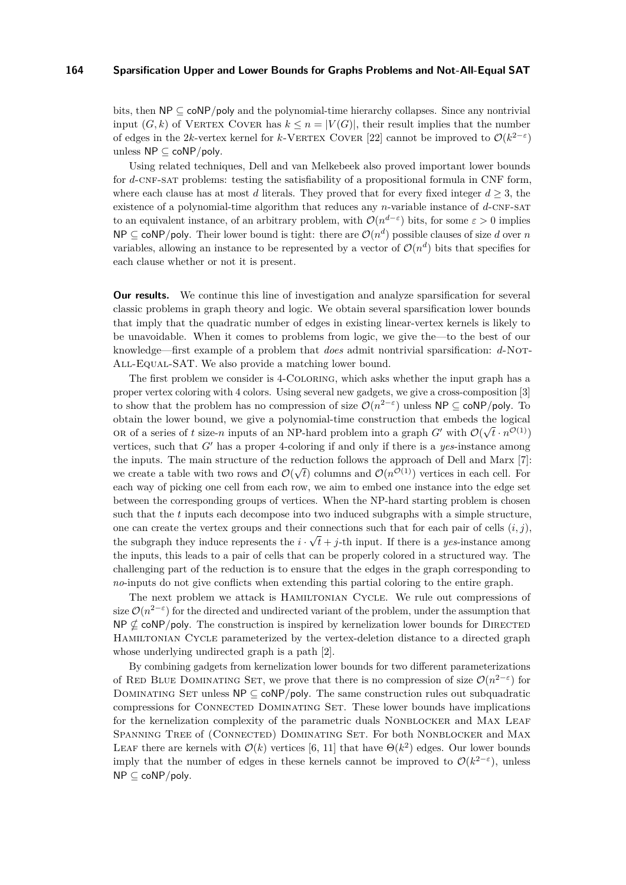bits, then NP ⊆ coNP/poly and the polynomial-time hierarchy collapses. Since any nontrivial input $(G, k)$ of Vertex Cover has $k \leq n = |V(G)|$, their result implies that the number of edges in the $2k$-vertex kernel for $k$-Vertex Cover [22] cannot be improved to $\mathcal{O}(k^{2-\varepsilon})$ unless NP ⊆ coNP/poly.

Using related techniques, Dell and van Melkebeek also proved important lower bounds for $d$-cnf-sat problems: testing the satisfiability of a propositional formula in CNF form, where each clause has at most $d$ literals. They proved that for every fixed integer $d \geq 3$, the existence of a polynomial-time algorithm that reduces any $n$-variable instance of $d$-cnf-sat to an equivalent instance, of an arbitrary problem, with $\mathcal{O}(n^{d-\varepsilon})$ bits, for some $\varepsilon > 0$ implies NP ⊆ coNP/poly. Their lower bound is tight: there are $\mathcal{O}(n^d)$ possible clauses of size $d$ over $n$ variables, allowing an instance to be represented by a vector of $\mathcal{O}(n^d)$ bits that specifies for each clause whether or not it is present.

**Our results.** We continue this line of investigation and analyze sparsification for several classic problems in graph theory and logic. We obtain several sparsification lower bounds that imply that the quadratic number of edges in existing linear-vertex kernels is likely to be unavoidable. When it comes to problems from logic, we give the—to the best of our knowledge—first example of a problem that *does* admit nontrivial sparsification: $d$-Not-All-Equal-SAT. We also provide a matching lower bound.

The first problem we consider is 4-Coloring, which asks whether the input graph has a proper vertex coloring with 4 colors. Using several new gadgets, we give a cross-composition [3] to show that the problem has no compression of size $\mathcal{O}(n^{2-\varepsilon})$ unless NP ⊆ coNP/poly. To obtain the lower bound, we give a polynomial-time construction that embeds the logical or of a series of $t$ size-$n$ inputs of an NP-hard problem into a graph $G'$ with $\mathcal{O}(\sqrt{t} \cdot n^{\mathcal{O}(1)})$ vertices, such that $G'$ has a proper 4-coloring if and only if there is a *yes*-instance among the inputs. The main structure of the reduction follows the approach of Dell and Marx [7]: we create a table with two rows and $\mathcal{O}(\sqrt{t})$ columns and $\mathcal{O}(n^{\mathcal{O}(1)})$ vertices in each cell. For each way of picking one cell from each row, we aim to embed one instance into the edge set between the corresponding groups of vertices. When the NP-hard starting problem is chosen such that the $t$ inputs each decompose into two induced subgraphs with a simple structure, one can create the vertex groups and their connections such that for each pair of cells $(i, j)$, the subgraph they induce represents the $i \cdot \sqrt{t} + j$-th input. If there is a *yes*-instance among the inputs, this leads to a pair of cells that can be properly colored in a structured way. The challenging part of the reduction is to ensure that the edges in the graph corresponding to *no*-inputs do not give conflicts when extending this partial coloring to the entire graph.

The next problem we attack is Hamiltonian Cycle. We rule out compressions of size $\mathcal{O}(n^{2-\varepsilon})$ for the directed and undirected variant of the problem, under the assumption that NP ⊈ coNP/poly. The construction is inspired by kernelization lower bounds for Directed Hamiltonian Cycle parameterized by the vertex-deletion distance to a directed graph whose underlying undirected graph is a path [2].

By combining gadgets from kernelization lower bounds for two different parameterizations of Red Blue Dominating Set, we prove that there is no compression of size $\mathcal{O}(n^{2-\varepsilon})$ for Dominating Set unless NP ⊆ coNP/poly. The same construction rules out subquadratic compressions for Connected Dominating Set. These lower bounds have implications for the kernelization complexity of the parametric duals Nonblocker and Max Leaf Spanning Tree of (Connected) Dominating Set. For both Nonblocker and Max Leaf there are kernels with $\mathcal{O}(k)$ vertices [6, 11] that have $\Theta(k^2)$ edges. Our lower bounds imply that the number of edges in these kernels cannot be improved to $\mathcal{O}(k^{2-\varepsilon})$, unless NP ⊆ coNP/poly.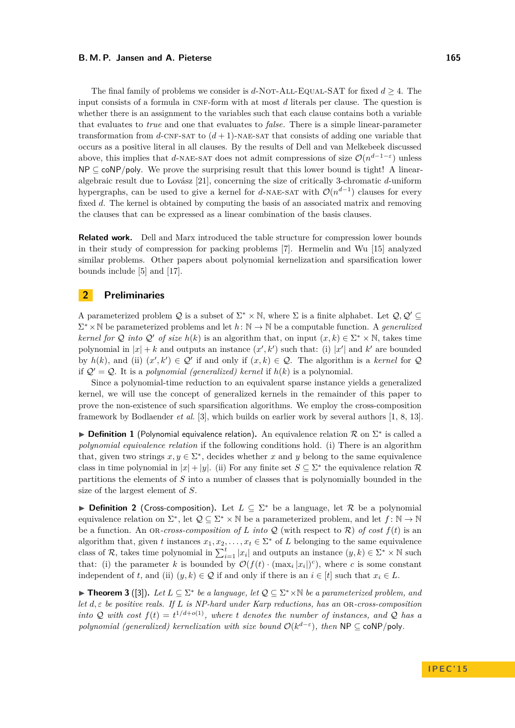The final family of problems we consider is $d$-Not-All-Equal-SAT for fixed $d \geq 4$. The input consists of a formula in CNF-form with at most $d$ literals per clause. The question is whether there is an assignment to the variables such that each clause contains both a variable that evaluates to *true* and one that evaluates to *false*. There is a simple linear-parameter transformation from $d$-CNF-SAT to $(d+1)$-NAE-SAT that consists of adding one variable that occurs as a positive literal in all clauses. By the results of Dell and van Melkebeek discussed above, this implies that $d$-NAE-SAT does not admit compressions of size $\mathcal{O}(n^{d-1-\varepsilon})$ unless $\mathsf{NP} \subseteq \mathsf{coNP/poly}$. We prove the surprising result that this lower bound is tight! A linear-algebraic result due to Lovász [21], concerning the size of critically 3-chromatic $d$-uniform hypergraphs, can be used to give a kernel for $d$-NAE-SAT with $\mathcal{O}(n^{d-1})$ clauses for every fixed $d$. The kernel is obtained by computing the basis of an associated matrix and removing the clauses that can be expressed as a linear combination of the basis clauses.

**Related work.** Dell and Marx introduced the table structure for compression lower bounds in their study of compression for packing problems [7]. Hermelin and Wu [15] analyzed similar problems. Other papers about polynomial kernelization and sparsification lower bounds include [5] and [17].

## 2 Preliminaries

A parameterized problem $\mathcal{Q}$ is a subset of $\Sigma^* \times \mathbb{N}$, where $\Sigma$ is a finite alphabet. Let $\mathcal{Q}, \mathcal{Q}' \subseteq \Sigma^* \times \mathbb{N}$ be parameterized problems and let $h \colon \mathbb{N} \to \mathbb{N}$ be a computable function. A *generalized kernel for $\mathcal{Q}$ into $\mathcal{Q}'$ of size $h(k)$* is an algorithm that, on input $(x, k) \in \Sigma^* \times \mathbb{N}$, takes time polynomial in $|x| + k$ and outputs an instance $(x', k')$ such that: (i) $|x'|$ and $k'$ are bounded by $h(k)$, and (ii) $(x', k') \in \mathcal{Q}'$ if and only if $(x, k) \in \mathcal{Q}$. The algorithm is a *kernel* for $\mathcal{Q}$ if $\mathcal{Q}' = \mathcal{Q}$. It is a *polynomial (generalized) kernel* if $h(k)$ is a polynomial.

Since a polynomial-time reduction to an equivalent sparse instance yields a generalized kernel, we will use the concept of generalized kernels in the remainder of this paper to prove the non-existence of such sparsification algorithms. We employ the cross-composition framework by Bodlaender *et al.* [3], which builds on earlier work by several authors [1, 8, 13].

▶ **Definition 1** (Polynomial equivalence relation). An equivalence relation $\mathcal{R}$ on $\Sigma^*$ is called a *polynomial equivalence relation* if the following conditions hold. (i) There is an algorithm that, given two strings $x, y \in \Sigma^*$, decides whether $x$ and $y$ belong to the same equivalence class in time polynomial in $|x| + |y|$. (ii) For any finite set $S \subseteq \Sigma^*$ the equivalence relation $\mathcal{R}$ partitions the elements of $S$ into a number of classes that is polynomially bounded in the size of the largest element of $S$.

▶ **Definition 2** (Cross-composition). Let $L \subseteq \Sigma^*$ be a language, let $\mathcal{R}$ be a polynomial equivalence relation on $\Sigma^*$, let $\mathcal{Q} \subseteq \Sigma^* \times \mathbb{N}$ be a parameterized problem, and let $f \colon \mathbb{N} \to \mathbb{N}$ be a function. An *OR-cross-composition of $L$ into $\mathcal{Q}$* (with respect to $\mathcal{R}$) *of cost $f(t)$* is an algorithm that, given $t$ instances $x_1, x_2, \ldots, x_t \in \Sigma^*$ of $L$ belonging to the same equivalence class of $\mathcal{R}$, takes time polynomial in $\sum_{i=1}^{t} |x_i|$ and outputs an instance $(y, k) \in \Sigma^* \times \mathbb{N}$ such that: (i) the parameter $k$ is bounded by $\mathcal{O}(f(t) \cdot (\max_i |x_i|)^c)$, where $c$ is some constant independent of $t$, and (ii) $(y, k) \in \mathcal{Q}$ if and only if there is an $i \in [t]$ such that $x_i \in L$.

▶ **Theorem 3** ([3]). *Let $L \subseteq \Sigma^*$ be a language, let $\mathcal{Q} \subseteq \Sigma^* \times \mathbb{N}$ be a parameterized problem, and let $d, \varepsilon$ be positive reals. If $L$ is NP-hard under Karp reductions, has an OR-cross-composition into $\mathcal{Q}$ with cost $f(t) = t^{1/d + o(1)}$, where $t$ denotes the number of instances, and $\mathcal{Q}$ has a polynomial (generalized) kernelization with size bound $\mathcal{O}(k^{d-\varepsilon})$, then $\mathsf{NP} \subseteq \mathsf{coNP/poly}$.*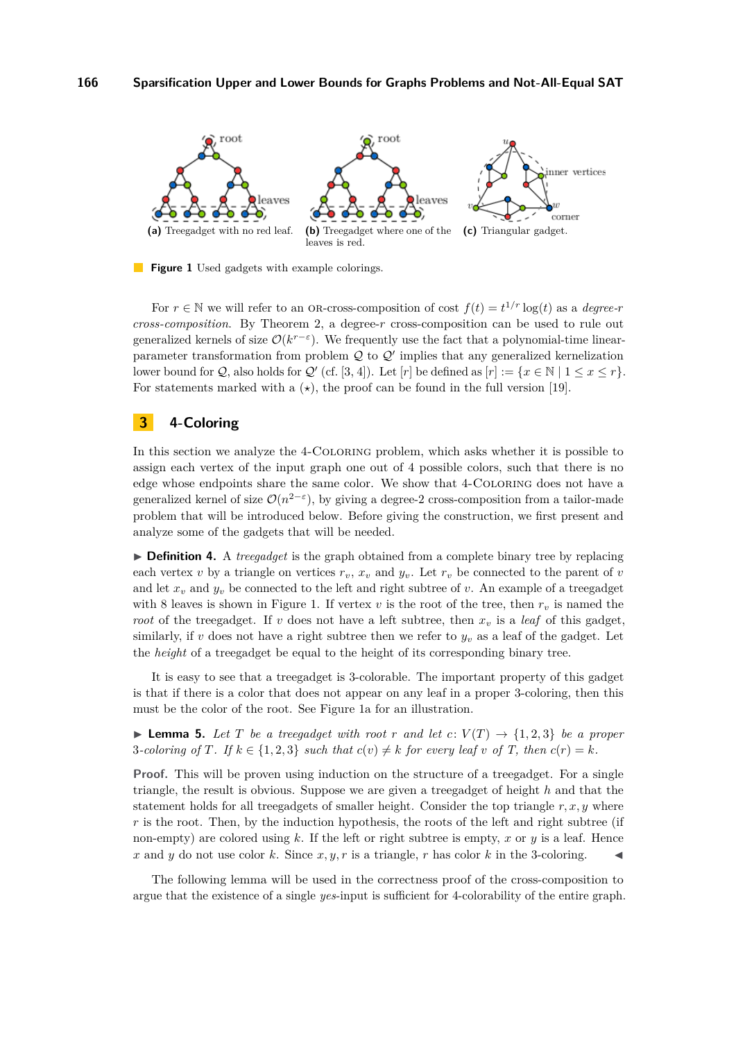(a) Treegadget with no red leaf. (b) Treegadget where one of the leaves is red. (c) Triangular gadget.

**Figure 1** Used gadgets with example colorings.

For $r \in \mathbb{N}$ we will refer to an OR-cross-composition of cost $f(t) = t^{1/r} \log(t)$ as a *degree-$r$ cross-composition*. By Theorem 2, a degree-$r$ cross-composition can be used to rule out generalized kernels of size $\mathcal{O}(k^{r-\varepsilon})$. We frequently use the fact that a polynomial-time linear-parameter transformation from problem $\mathcal{Q}$ to $\mathcal{Q}'$ implies that any generalized kernelization lower bound for $\mathcal{Q}$, also holds for $\mathcal{Q}'$ (cf. [3, 4]). Let $[r]$ be defined as $[r] := \{x \in \mathbb{N} \mid 1 \leq x \leq r\}$. For statements marked with a ($\star$), the proof can be found in the full version [19].

## 3 4-Coloring

In this section we analyze the 4-Coloring problem, which asks whether it is possible to assign each vertex of the input graph one out of 4 possible colors, such that there is no edge whose endpoints share the same color. We show that 4-Coloring does not have a generalized kernel of size $\mathcal{O}(n^{2-\varepsilon})$, by giving a degree-2 cross-composition from a tailor-made problem that will be introduced below. Before giving the construction, we first present and analyze some of the gadgets that will be needed.

▶ **Definition 4.** A *treegadget* is the graph obtained from a complete binary tree by replacing each vertex $v$ by a triangle on vertices $r_v$, $x_v$ and $y_v$. Let $r_v$ be connected to the parent of $v$ and let $x_v$ and $y_v$ be connected to the left and right subtree of $v$. An example of a treegadget with 8 leaves is shown in Figure 1. If vertex $v$ is the root of the tree, then $r_v$ is named the *root* of the treegadget. If $v$ does not have a left subtree, then $x_v$ is a *leaf* of this gadget, similarly, if $v$ does not have a right subtree then we refer to $y_v$ as a leaf of the gadget. Let the *height* of a treegadget be equal to the height of its corresponding binary tree.

It is easy to see that a treegadget is 3-colorable. The important property of this gadget is that if there is a color that does not appear on any leaf in a proper 3-coloring, then this must be the color of the root. See Figure 1a for an illustration.

▶ **Lemma 5.** *Let $T$ be a treegadget with root $r$ and let $c\colon V(T) \to \{1, 2, 3\}$ be a proper 3-coloring of $T$. If $k \in \{1, 2, 3\}$ such that $c(v) \neq k$ for every leaf $v$ of $T$, then $c(r) = k$.*

**Proof.** This will be proven using induction on the structure of a treegadget. For a single triangle, the result is obvious. Suppose we are given a treegadget of height $h$ and that the statement holds for all treegadgets of smaller height. Consider the top triangle $r, x, y$ where $r$ is the root. Then, by the induction hypothesis, the roots of the left and right subtree (if non-empty) are colored using $k$. If the left or right subtree is empty, $x$ or $y$ is a leaf. Hence $x$ and $y$ do not use color $k$. Since $x, y, r$ is a triangle, $r$ has color $k$ in the 3-coloring. ◀

The following lemma will be used in the correctness proof of the cross-composition to argue that the existence of a single *yes*-input is sufficient for 4-colorability of the entire graph.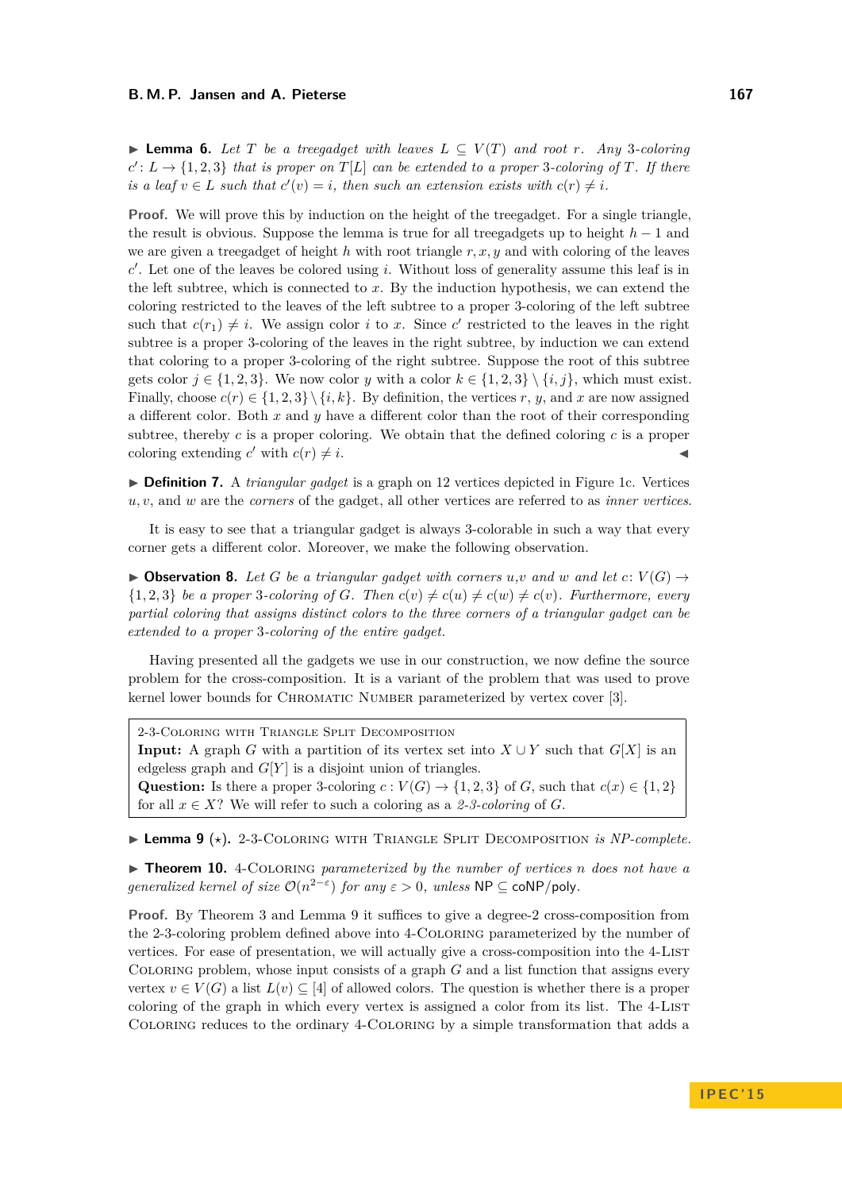▶ **Lemma 6.** *Let $T$ be a treegadget with leaves $L \subseteq V(T)$ and root $r$. Any 3-coloring $c' \colon L \to \{1,2,3\}$ that is proper on $T[L]$ can be extended to a proper 3-coloring of $T$. If there is a leaf $v \in L$ such that $c'(v) = i$, then such an extension exists with $c(r) \neq i$.*

**Proof.** We will prove this by induction on the height of the treegadget. For a single triangle, the result is obvious. Suppose the lemma is true for all treegadgets up to height $h-1$ and we are given a treegadget of height $h$ with root triangle $r, x, y$ and with coloring of the leaves $c'$. Let one of the leaves be colored using $i$. Without loss of generality assume this leaf is in the left subtree, which is connected to $x$. By the induction hypothesis, we can extend the coloring restricted to the leaves of the left subtree to a proper 3-coloring of the left subtree such that $c(r_1) \neq i$. We assign color $i$ to $x$. Since $c'$ restricted to the leaves in the right subtree is a proper 3-coloring of the leaves in the right subtree, by induction we can extend that coloring to a proper 3-coloring of the right subtree. Suppose the root of this subtree gets color $j \in \{1,2,3\}$. We now color $y$ with a color $k \in \{1,2,3\} \setminus \{i,j\}$, which must exist. Finally, choose $c(r) \in \{1,2,3\} \setminus \{i,k\}$. By definition, the vertices $r$, $y$, and $x$ are now assigned a different color. Both $x$ and $y$ have a different color than the root of their corresponding subtree, thereby $c$ is a proper coloring. We obtain that the defined coloring $c$ is a proper coloring extending $c'$ with $c(r) \neq i$. ◀

▶ **Definition 7.** A *triangular gadget* is a graph on 12 vertices depicted in Figure 1c. Vertices $u, v$, and $w$ are the *corners* of the gadget, all other vertices are referred to as *inner vertices*.

It is easy to see that a triangular gadget is always 3-colorable in such a way that every corner gets a different color. Moreover, we make the following observation.

▶ **Observation 8.** *Let $G$ be a triangular gadget with corners $u$,$v$ and $w$ and let $c \colon V(G) \to \{1,2,3\}$ be a proper 3-coloring of $G$. Then $c(v) \neq c(u) \neq c(w) \neq c(v)$. Furthermore, every partial coloring that assigns distinct colors to the three corners of a triangular gadget can be extended to a proper 3-coloring of the entire gadget.*

Having presented all the gadgets we use in our construction, we now define the source problem for the cross-composition. It is a variant of the problem that was used to prove kernel lower bounds for Chromatic Number parameterized by vertex cover [3].

> 2-3-Coloring with Triangle Split Decomposition
> **Input:** A graph $G$ with a partition of its vertex set into $X \cup Y$ such that $G[X]$ is an edgeless graph and $G[Y]$ is a disjoint union of triangles.
> **Question:** Is there a proper 3-coloring $c : V(G) \to \{1,2,3\}$ of $G$, such that $c(x) \in \{1,2\}$ for all $x \in X$? We will refer to such a coloring as a *2-3-coloring* of $G$.

▶ **Lemma 9** ($\star$). 2-3-Coloring with Triangle Split Decomposition *is NP-complete.*

▶ **Theorem 10.** 4-Coloring *parameterized by the number of vertices $n$ does not have a generalized kernel of size $\mathcal{O}(n^{2-\varepsilon})$ for any $\varepsilon > 0$, unless* NP $\subseteq$ coNP/poly.

**Proof.** By Theorem 3 and Lemma 9 it suffices to give a degree-2 cross-composition from the 2-3-coloring problem defined above into 4-Coloring parameterized by the number of vertices. For ease of presentation, we will actually give a cross-composition into the 4-List Coloring problem, whose input consists of a graph $G$ and a list function that assigns every vertex $v \in V(G)$ a list $L(v) \subseteq [4]$ of allowed colors. The question is whether there is a proper coloring of the graph in which every vertex is assigned a color from its list. The 4-List Coloring reduces to the ordinary 4-Coloring by a simple transformation that adds a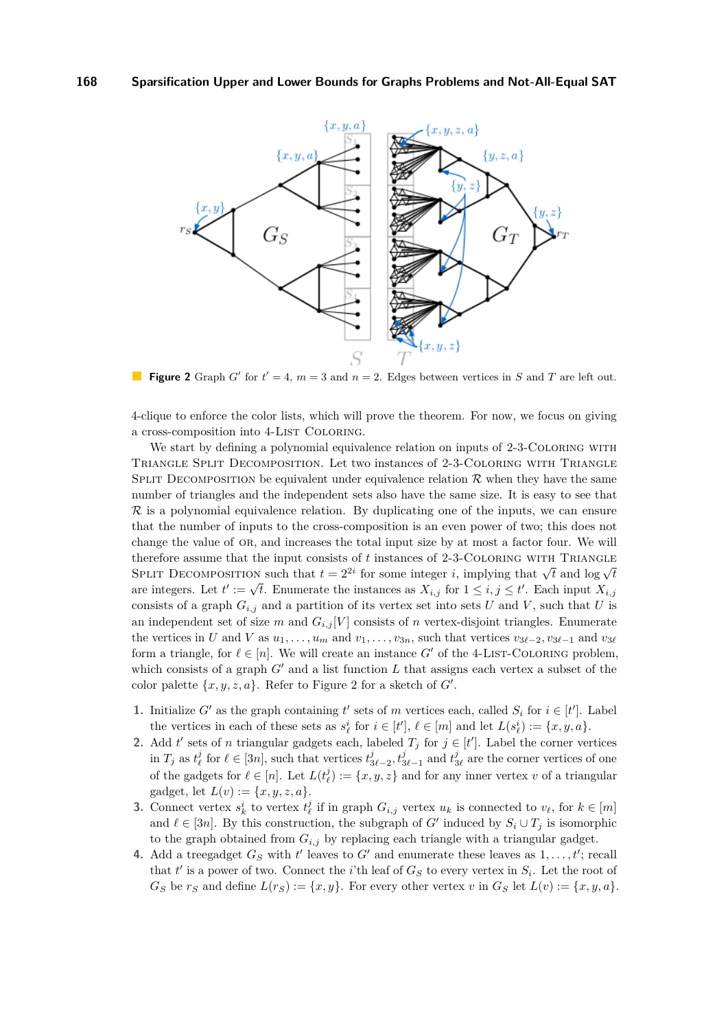**Figure 2** Graph $G'$ for $t' = 4$, $m = 3$ and $n = 2$. Edges between vertices in $S$ and $T$ are left out.

4-clique to enforce the color lists, which will prove the theorem. For now, we focus on giving a cross-composition into 4-List Coloring.

We start by defining a polynomial equivalence relation on inputs of 2-3-Coloring with Triangle Split Decomposition. Let two instances of 2-3-Coloring with Triangle Split Decomposition be equivalent under equivalence relation $\mathcal{R}$ when they have the same number of triangles and the independent sets also have the same size. It is easy to see that $\mathcal{R}$ is a polynomial equivalence relation. By duplicating one of the inputs, we can ensure that the number of inputs to the cross-composition is an even power of two; this does not change the value of OR, and increases the total input size by at most a factor four. We will therefore assume that the input consists of $t$ instances of 2-3-Coloring with Triangle Split Decomposition such that $t = 2^{2i}$ for some integer $i$, implying that $\sqrt{t}$ and $\log \sqrt{t}$ are integers. Let $t' := \sqrt{t}$. Enumerate the instances as $X_{i,j}$ for $1 \leq i, j \leq t'$. Each input $X_{i,j}$ consists of a graph $G_{i,j}$ and a partition of its vertex set into sets $U$ and $V$, such that $U$ is an independent set of size $m$ and $G_{i,j}[V]$ consists of $n$ vertex-disjoint triangles. Enumerate the vertices in $U$ and $V$ as $u_1, \ldots, u_m$ and $v_1, \ldots, v_{3n}$, such that vertices $v_{3\ell-2}, v_{3\ell-1}$ and $v_{3\ell}$ form a triangle, for $\ell \in [n]$. We will create an instance $G'$ of the 4-List-Coloring problem, which consists of a graph $G'$ and a list function $L$ that assigns each vertex a subset of the color palette $\{x, y, z, a\}$. Refer to Figure 2 for a sketch of $G'$.

1. Initialize $G'$ as the graph containing $t'$ sets of $m$ vertices each, called $S_i$ for $i \in [t']$. Label the vertices in each of these sets as $s^i_\ell$ for $i \in [t']$, $\ell \in [m]$ and let $L(s^i_\ell) := \{x, y, a\}$.
2. Add $t'$ sets of $n$ triangular gadgets each, labeled $T_j$ for $j \in [t']$. Label the corner vertices in $T_j$ as $t^j_\ell$ for $\ell \in [3n]$, such that vertices $t^j_{3\ell-2}, t^j_{3\ell-1}$ and $t^j_{3\ell}$ are the corner vertices of one of the gadgets for $\ell \in [n]$. Let $L(t^j_\ell) := \{x, y, z\}$ and for any inner vertex $v$ of a triangular gadget, let $L(v) := \{x, y, z, a\}$.
3. Connect vertex $s^i_k$ to vertex $t^j_\ell$ if in graph $G_{i,j}$ vertex $u_k$ is connected to $v_\ell$, for $k \in [m]$ and $\ell \in [3n]$. By this construction, the subgraph of $G'$ induced by $S_i \cup T_j$ is isomorphic to the graph obtained from $G_{i,j}$ by replacing each triangle with a triangular gadget.
4. Add a treegadget $G_S$ with $t'$ leaves to $G'$ and enumerate these leaves as $1, \ldots, t'$; recall that $t'$ is a power of two. Connect the $i$'th leaf of $G_S$ to every vertex in $S_i$. Let the root of $G_S$ be $r_S$ and define $L(r_S) := \{x, y\}$. For every other vertex $v$ in $G_S$ let $L(v) := \{x, y, a\}$.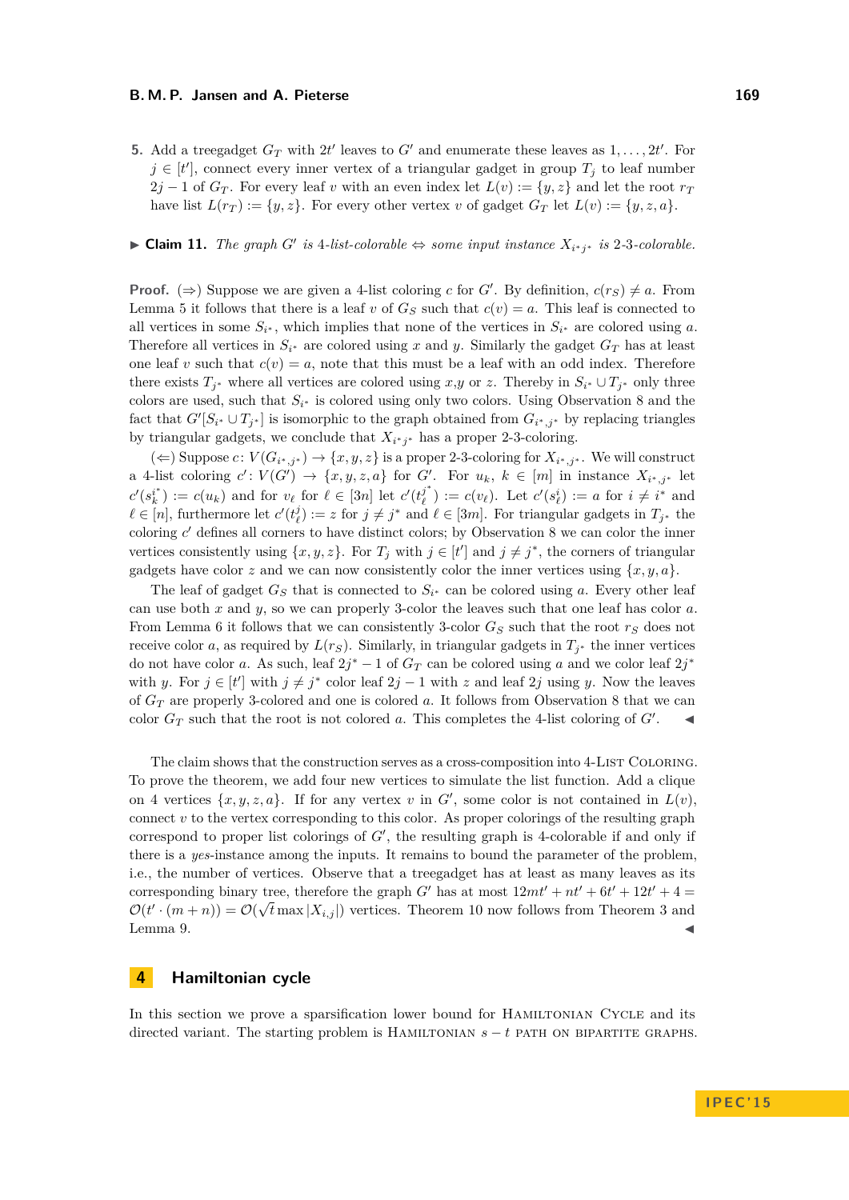5. Add a treegadget $G_T$ with $2t'$ leaves to $G'$ and enumerate these leaves as $1, \ldots, 2t'$. For $j \in [t']$, connect every inner vertex of a triangular gadget in group $T_j$ to leaf number $2j-1$ of $G_T$. For every leaf $v$ with an even index let $L(v) := \{y, z\}$ and let the root $r_T$ have list $L(r_T) := \{y, z\}$. For every other vertex $v$ of gadget $G_T$ let $L(v) := \{y, z, a\}$.

▶ **Claim 11.** *The graph $G'$ is 4-list-colorable ⇔ some input instance $X_{i^*j^*}$ is 2-3-colorable.*

**Proof.** (⇒) Suppose we are given a 4-list coloring $c$ for $G'$. By definition, $c(r_S) \neq a$. From Lemma 5 it follows that there is a leaf $v$ of $G_S$ such that $c(v) = a$. This leaf is connected to all vertices in some $S_{i^*}$, which implies that none of the vertices in $S_{i^*}$ are colored using $a$. Therefore all vertices in $S_{i^*}$ are colored using $x$ and $y$. Similarly the gadget $G_T$ has at least one leaf $v$ such that $c(v) = a$, note that this must be a leaf with an odd index. Therefore there exists $T_{j^*}$ where all vertices are colored using $x$,$y$ or $z$. Thereby in $S_{i^*} \cup T_{j^*}$ only three colors are used, such that $S_{i^*}$ is colored using only two colors. Using Observation 8 and the fact that $G'[S_{i^*} \cup T_{j^*}]$ is isomorphic to the graph obtained from $G_{i^*,j^*}$ by replacing triangles by triangular gadgets, we conclude that $X_{i^*j^*}$ has a proper 2-3-coloring.

(⇐) Suppose $c\colon V(G_{i^*,j^*}) \to \{x, y, z\}$ is a proper 2-3-coloring for $X_{i^*,j^*}$. We will construct a 4-list coloring $c'\colon V(G') \to \{x, y, z, a\}$ for $G'$. For $u_k$, $k \in [m]$ in instance $X_{i^*,j^*}$ let $c'(s_k^{i^*}) := c(u_k)$ and for $v_\ell$ for $\ell \in [3n]$ let $c'(t_\ell^{j^*}) := c(v_\ell)$. Let $c'(s_\ell^i) := a$ for $i \neq i^*$ and $\ell \in [n]$, furthermore let $c'(t_\ell^j) := z$ for $j \neq j^*$ and $\ell \in [3m]$. For triangular gadgets in $T_{j^*}$ the coloring $c'$ defines all corners to have distinct colors; by Observation 8 we can color the inner vertices consistently using $\{x, y, z\}$. For $T_j$ with $j \in [t']$ and $j \neq j^*$, the corners of triangular gadgets have color $z$ and we can now consistently color the inner vertices using $\{x, y, a\}$.

The leaf of gadget $G_S$ that is connected to $S_{i^*}$ can be colored using $a$. Every other leaf can use both $x$ and $y$, so we can properly 3-color the leaves such that one leaf has color $a$. From Lemma 6 it follows that we can consistently 3-color $G_S$ such that the root $r_S$ does not receive color $a$, as required by $L(r_S)$. Similarly, in triangular gadgets in $T_{j^*}$ the inner vertices do not have color $a$. As such, leaf $2j^*-1$ of $G_T$ can be colored using $a$ and we color leaf $2j^*$ with $y$. For $j \in [t']$ with $j \neq j^*$ color leaf $2j-1$ with $z$ and leaf $2j$ using $y$. Now the leaves of $G_T$ are properly 3-colored and one is colored $a$. It follows from Observation 8 that we can color $G_T$ such that the root is not colored $a$. This completes the 4-list coloring of $G'$. ◀

The claim shows that the construction serves as a cross-composition into 4-List Coloring. To prove the theorem, we add four new vertices to simulate the list function. Add a clique on 4 vertices $\{x, y, z, a\}$. If for any vertex $v$ in $G'$, some color is not contained in $L(v)$, connect $v$ to the vertex corresponding to this color. As proper colorings of the resulting graph correspond to proper list colorings of $G'$, the resulting graph is 4-colorable if and only if there is a *yes*-instance among the inputs. It remains to bound the parameter of the problem, i.e., the number of vertices. Observe that a treegadget has at least as many leaves as its corresponding binary tree, therefore the graph $G'$ has at most $12mt' + nt' + 6t' + 12t' + 4 = \mathcal{O}(t' \cdot (m+n)) = \mathcal{O}(\sqrt{t} \max |X_{i,j}|)$ vertices. Theorem 10 now follows from Theorem 3 and Lemma 9. ◀

## 4 Hamiltonian cycle

In this section we prove a sparsification lower bound for Hamiltonian Cycle and its directed variant. The starting problem is Hamiltonian $s-t$ path on bipartite graphs.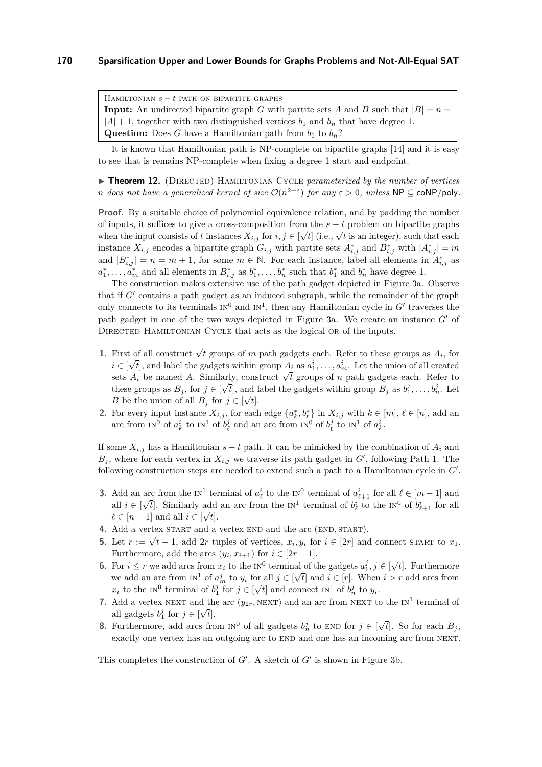> Hamiltonian $s-t$ path on bipartite graphs
> **Input:** An undirected bipartite graph $G$ with partite sets $A$ and $B$ such that $|B| = n = |A| + 1$, together with two distinguished vertices $b_1$ and $b_n$ that have degree 1.
> **Question:** Does $G$ have a Hamiltonian path from $b_1$ to $b_n$?

It is known that Hamiltonian path is NP-complete on bipartite graphs [14] and it is easy to see that is remains NP-complete when fixing a degree 1 start and endpoint.

▶ **Theorem 12.** (Directed) Hamiltonian Cycle *parameterized by the number of vertices $n$ does not have a generalized kernel of size $\mathcal{O}(n^{2-\varepsilon})$ for any $\varepsilon > 0$, unless $\mathsf{NP} \subseteq \mathsf{coNP/poly}$.*

**Proof.** By a suitable choice of polynomial equivalence relation, and by padding the number of inputs, it suffices to give a cross-composition from the $s-t$ problem on bipartite graphs when the input consists of $t$ instances $X_{i,j}$ for $i, j \in [\sqrt{t}]$ (i.e., $\sqrt{t}$ is an integer), such that each instance $X_{i,j}$ encodes a bipartite graph $G_{i,j}$ with partite sets $A^*_{i,j}$ and $B^*_{i,j}$ with $|A^*_{i,j}| = m$ and $|B^*_{i,j}| = n = m + 1$, for some $m \in \mathbb{N}$. For each instance, label all elements in $A^*_{i,j}$ as $a^*_1, \ldots, a^*_m$ and all elements in $B^*_{i,j}$ as $b^*_1, \ldots, b^*_n$ such that $b^*_1$ and $b^*_n$ have degree 1.

The construction makes extensive use of the path gadget depicted in Figure 3a. Observe that if $G'$ contains a path gadget as an induced subgraph, while the remainder of the graph only connects to its terminals $\textsc{in}^0$ and $\textsc{in}^1$, then any Hamiltonian cycle in $G'$ traverses the path gadget in one of the two ways depicted in Figure 3a. We create an instance $G'$ of Directed Hamiltonian Cycle that acts as the logical or of the inputs.

1. First of all construct $\sqrt{t}$ groups of $m$ path gadgets each. Refer to these groups as $A_i$, for $i \in [\sqrt{t}]$, and label the gadgets within group $A_i$ as $a^i_1, \ldots, a^i_m$. Let the union of all created sets $A_i$ be named $A$. Similarly, construct $\sqrt{t}$ groups of $n$ path gadgets each. Refer to these groups as $B_j$, for $j \in [\sqrt{t}]$, and label the gadgets within group $B_j$ as $b^j_1, \ldots, b^j_n$. Let $B$ be the union of all $B_j$ for $j \in [\sqrt{t}]$.
2. For every input instance $X_{i,j}$, for each edge $\{a^*_k, b^*_\ell\}$ in $X_{i,j}$ with $k \in [m]$, $\ell \in [n]$, add an arc from $\textsc{in}^0$ of $a^i_k$ to $\textsc{in}^1$ of $b^j_\ell$ and an arc from $\textsc{in}^0$ of $b^j_\ell$ to $\textsc{in}^1$ of $a^i_k$.

If some $X_{i,j}$ has a Hamiltonian $s-t$ path, it can be mimicked by the combination of $A_i$ and $B_j$, where for each vertex in $X_{i,j}$ we traverse its path gadget in $G'$, following Path 1. The following construction steps are needed to extend such a path to a Hamiltonian cycle in $G'$.

3. Add an arc from the $\textsc{in}^1$ terminal of $a^i_\ell$ to the $\textsc{in}^0$ terminal of $a^i_{\ell+1}$ for all $\ell \in [m-1]$ and all $i \in [\sqrt{t}]$. Similarly add an arc from the $\textsc{in}^1$ terminal of $b^i_\ell$ to the $\textsc{in}^0$ of $b^i_{\ell+1}$ for all $\ell \in [n-1]$ and all $i \in [\sqrt{t}]$.
4. Add a vertex start and a vertex end and the arc (end, start).
5. Let $r := \sqrt{t} - 1$, add $2r$ tuples of vertices, $x_i, y_i$ for $i \in [2r]$ and connect start to $x_1$. Furthermore, add the arcs $(y_i, x_{i+1})$ for $i \in [2r-1]$.
6. For $i \leq r$ we add arcs from $x_i$ to the $\textsc{in}^0$ terminal of the gadgets $a^j_1, j \in [\sqrt{t}]$. Furthermore we add an arc from $\textsc{in}^1$ of $a^j_m$ to $y_i$ for all $j \in [\sqrt{t}]$ and $i \in [r]$. When $i > r$ add arcs from $x_i$ to the $\textsc{in}^0$ terminal of $b^j_1$ for $j \in [\sqrt{t}]$ and connect $\textsc{in}^1$ of $b^j_n$ to $y_i$.
7. Add a vertex next and the arc $(y_{2r}, \text{next})$ and an arc from next to the $\textsc{in}^1$ terminal of all gadgets $b^j_1$ for $j \in [\sqrt{t}]$.
8. Furthermore, add arcs from $\textsc{in}^0$ of all gadgets $b^j_n$ to end for $j \in [\sqrt{t}]$. So for each $B_j$, exactly one vertex has an outgoing arc to end and one has an incoming arc from next.

This completes the construction of $G'$. A sketch of $G'$ is shown in Figure 3b.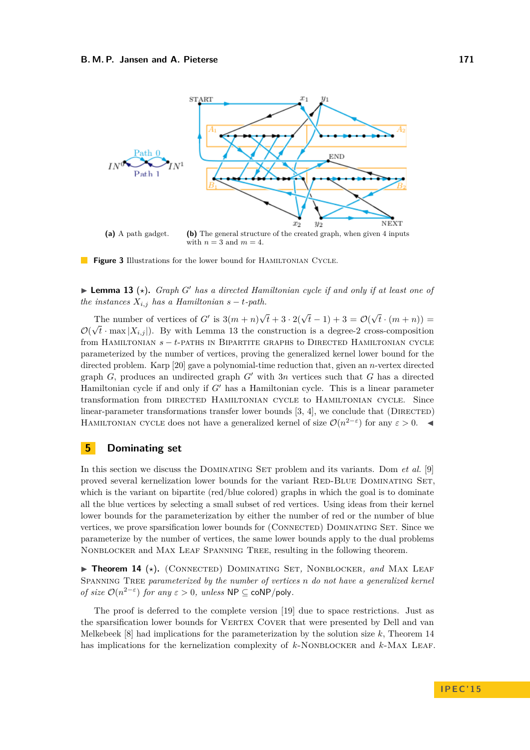(a) A path gadget.

(b) The general structure of the created graph, when given 4 inputs with $n = 3$ and $m = 4$.

**Figure 3** Illustrations for the lower bound for Hamiltonian Cycle.

▶ **Lemma 13** (⋆). *Graph $G'$ has a directed Hamiltonian cycle if and only if at least one of the instances $X_{i,j}$ has a Hamiltonian $s - t$-path.*

The number of vertices of $G'$ is $3(m+n)\sqrt{t} + 3 \cdot 2(\sqrt{t} - 1) + 3 = \mathcal{O}(\sqrt{t} \cdot (m+n)) = \mathcal{O}(\sqrt{t} \cdot \max |X_{i,j}|)$. By with Lemma 13 the construction is a degree-2 cross-composition from Hamiltonian $s - t$-paths in Bipartite graphs to Directed Hamiltonian cycle parameterized by the number of vertices, proving the generalized kernel lower bound for the directed problem. Karp [20] gave a polynomial-time reduction that, given an $n$-vertex directed graph $G$, produces an undirected graph $G'$ with $3n$ vertices such that $G$ has a directed Hamiltonian cycle if and only if $G'$ has a Hamiltonian cycle. This is a linear parameter transformation from directed Hamiltonian cycle to Hamiltonian cycle. Since linear-parameter transformations transfer lower bounds [3, 4], we conclude that (Directed) Hamiltonian cycle does not have a generalized kernel of size $\mathcal{O}(n^{2-\varepsilon})$ for any $\varepsilon > 0$. ◀

## 5 Dominating set

In this section we discuss the Dominating Set problem and its variants. Dom *et al.* [9] proved several kernelization lower bounds for the variant Red-Blue Dominating Set, which is the variant on bipartite (red/blue colored) graphs in which the goal is to dominate all the blue vertices by selecting a small subset of red vertices. Using ideas from their kernel lower bounds for the parameterization by either the number of red or the number of blue vertices, we prove sparsification lower bounds for (Connected) Dominating Set. Since we parameterize by the number of vertices, the same lower bounds apply to the dual problems Nonblocker and Max Leaf Spanning Tree, resulting in the following theorem.

▶ **Theorem 14** (⋆). *(Connected) Dominating Set, Nonblocker, and Max Leaf Spanning Tree parameterized by the number of vertices $n$ do not have a generalized kernel of size $\mathcal{O}(n^{2-\varepsilon})$ for any $\varepsilon > 0$, unless NP ⊆ coNP/poly.*

The proof is deferred to the complete version [19] due to space restrictions. Just as the sparsification lower bounds for Vertex Cover that were presented by Dell and van Melkebeek [8] had implications for the parameterization by the solution size $k$, Theorem 14 has implications for the kernelization complexity of $k$-Nonblocker and $k$-Max Leaf.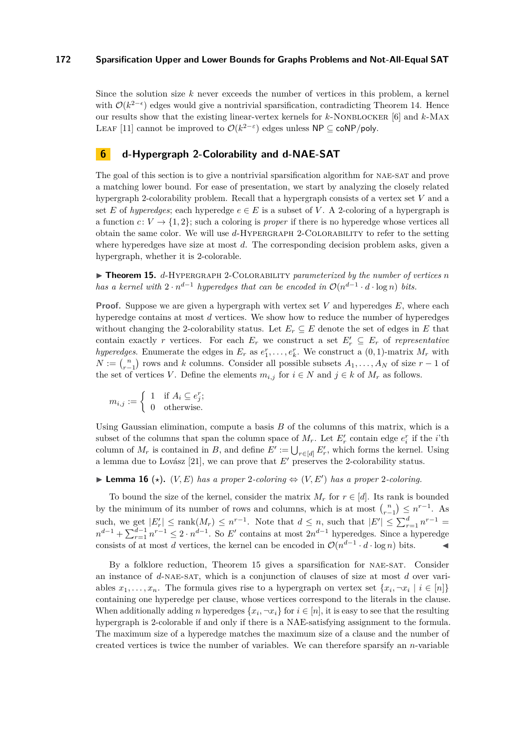Since the solution size $k$ never exceeds the number of vertices in this problem, a kernel with $\mathcal{O}(k^{2-\epsilon})$ edges would give a nontrivial sparsification, contradicting Theorem 14. Hence our results show that the existing linear-vertex kernels for $k$-Nonblocker [6] and $k$-Max Leaf [11] cannot be improved to $\mathcal{O}(k^{2-\varepsilon})$ edges unless $\mathsf{NP} \subseteq \mathsf{coNP/poly}$.

## 6 d-Hypergraph 2-Colorability and d-NAE-SAT

The goal of this section is to give a nontrivial sparsification algorithm for NAE-SAT and prove a matching lower bound. For ease of presentation, we start by analyzing the closely related hypergraph 2-colorability problem. Recall that a hypergraph consists of a vertex set $V$ and a set $E$ of *hyperedges*; each hyperedge $e \in E$ is a subset of $V$. A 2-coloring of a hypergraph is a function $c\colon V \to \{1,2\}$; such a coloring is *proper* if there is no hyperedge whose vertices all obtain the same color. We will use $d$-Hypergraph 2-Colorability to refer to the setting where hyperedges have size at most $d$. The corresponding decision problem asks, given a hypergraph, whether it is 2-colorable.

▶ **Theorem 15.** *$d$-Hypergraph 2-Colorability parameterized by the number of vertices $n$ has a kernel with $2 \cdot n^{d-1}$ hyperedges that can be encoded in $\mathcal{O}(n^{d-1} \cdot d \cdot \log n)$ bits.*

**Proof.** Suppose we are given a hypergraph with vertex set $V$ and hyperedges $E$, where each hyperedge contains at most $d$ vertices. We show how to reduce the number of hyperedges without changing the 2-colorability status. Let $E_r \subseteq E$ denote the set of edges in $E$ that contain exactly $r$ vertices. For each $E_r$ we construct a set $E'_r \subseteq E_r$ of *representative hyperedges*. Enumerate the edges in $E_r$ as $e^r_1, \ldots, e^r_k$. We construct a $(0,1)$-matrix $M_r$ with $N := \binom{n}{r-1}$ rows and $k$ columns. Consider all possible subsets $A_1, \ldots, A_N$ of size $r-1$ of the set of vertices $V$. Define the elements $m_{i,j}$ for $i \in N$ and $j \in k$ of $M_r$ as follows.

$$m_{i,j} := \begin{cases} 1 & \text{if } A_i \subseteq e^r_j; \\ 0 & \text{otherwise.} \end{cases}$$

Using Gaussian elimination, compute a basis $B$ of the columns of this matrix, which is a subset of the columns that span the column space of $M_r$. Let $E'_r$ contain edge $e^r_i$ if the $i$'th column of $M_r$ is contained in $B$, and define $E' := \bigcup_{r \in [d]} E'_r$, which forms the kernel. Using a lemma due to Lovász [21], we can prove that $E'$ preserves the 2-colorability status.

▶ **Lemma 16** ($\star$)**.** *$(V,E)$ has a proper 2-coloring $\Leftrightarrow$ $(V,E')$ has a proper 2-coloring.*

To bound the size of the kernel, consider the matrix $M_r$ for $r \in [d]$. Its rank is bounded by the minimum of its number of rows and columns, which is at most $\binom{n}{r-1} \leq n^{r-1}$. As such, we get $|E'_r| \leq \text{rank}(M_r) \leq n^{r-1}$. Note that $d \leq n$, such that $|E'| \leq \sum_{r=1}^{d} n^{r-1} = n^{d-1} + \sum_{r=1}^{d-1} n^{r-1} \leq 2 \cdot n^{d-1}$. So $E'$ contains at most $2n^{d-1}$ hyperedges. Since a hyperedge consists of at most $d$ vertices, the kernel can be encoded in $\mathcal{O}(n^{d-1} \cdot d \cdot \log n)$ bits. ◀

By a folklore reduction, Theorem 15 gives a sparsification for NAE-SAT. Consider an instance of $d$-NAE-SAT, which is a conjunction of clauses of size at most $d$ over variables $x_1, \ldots, x_n$. The formula gives rise to a hypergraph on vertex set $\{x_i, \neg x_i \mid i \in [n]\}$ containing one hyperedge per clause, whose vertices correspond to the literals in the clause. When additionally adding $n$ hyperedges $\{x_i, \neg x_i\}$ for $i \in [n]$, it is easy to see that the resulting hypergraph is 2-colorable if and only if there is a NAE-satisfying assignment to the formula. The maximum size of a hyperedge matches the maximum size of a clause and the number of created vertices is twice the number of variables. We can therefore sparsify an $n$-variable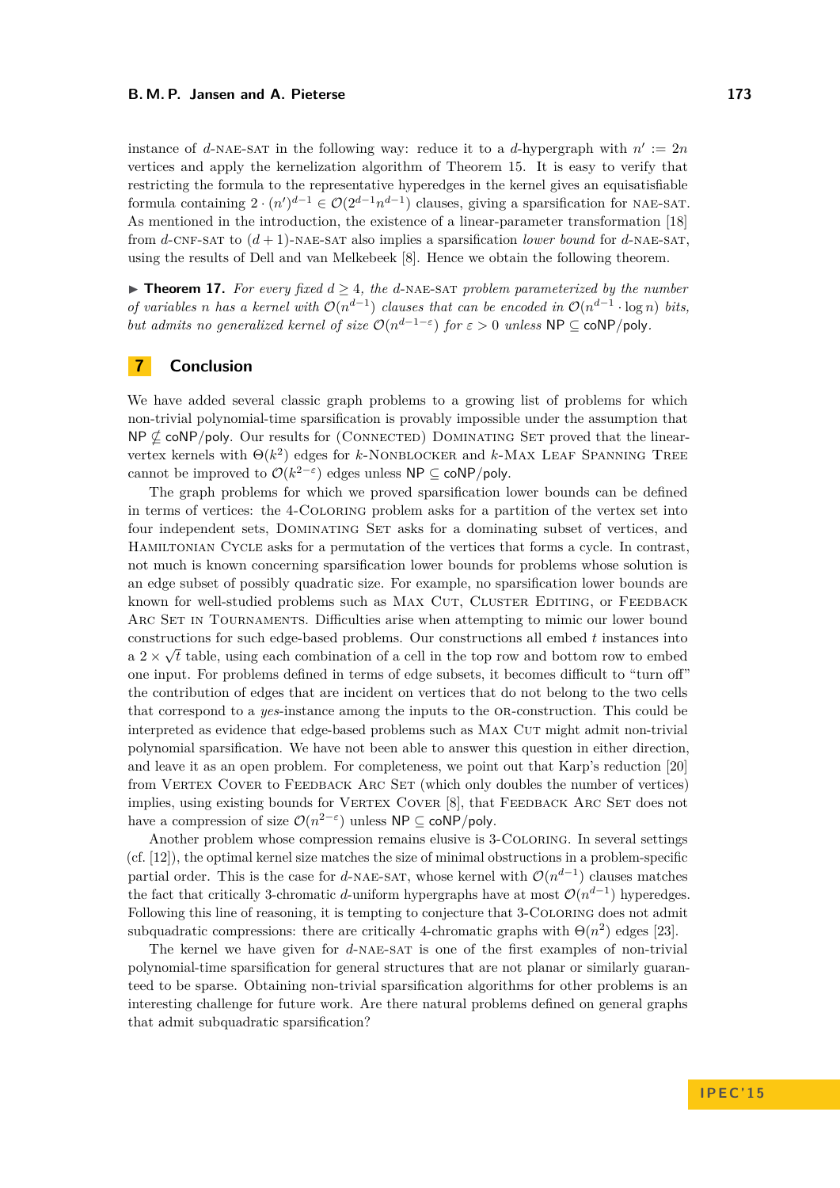instance of $d$-NAE-SAT in the following way: reduce it to a $d$-hypergraph with $n' := 2n$ vertices and apply the kernelization algorithm of Theorem 15. It is easy to verify that restricting the formula to the representative hyperedges in the kernel gives an equisatisfiable formula containing $2 \cdot (n')^{d-1} \in \mathcal{O}(2^{d-1}n^{d-1})$ clauses, giving a sparsification for NAE-SAT. As mentioned in the introduction, the existence of a linear-parameter transformation [18] from $d$-CNF-SAT to $(d+1)$-NAE-SAT also implies a sparsification *lower bound* for $d$-NAE-SAT, using the results of Dell and van Melkebeek [8]. Hence we obtain the following theorem.

▶ **Theorem 17.** *For every fixed $d \geq 4$, the $d$-NAE-SAT problem parameterized by the number of variables $n$ has a kernel with $\mathcal{O}(n^{d-1})$ clauses that can be encoded in $\mathcal{O}(n^{d-1} \cdot \log n)$ bits, but admits no generalized kernel of size $\mathcal{O}(n^{d-1-\varepsilon})$ for $\varepsilon > 0$ unless $\mathsf{NP} \subseteq \mathsf{coNP/poly}$.*

## 7 Conclusion

We have added several classic graph problems to a growing list of problems for which non-trivial polynomial-time sparsification is provably impossible under the assumption that $\mathsf{NP} \not\subseteq \mathsf{coNP/poly}$. Our results for (Connected) Dominating Set proved that the linear-vertex kernels with $\Theta(k^2)$ edges for $k$-Nonblocker and $k$-Max Leaf Spanning Tree cannot be improved to $\mathcal{O}(k^{2-\varepsilon})$ edges unless $\mathsf{NP} \subseteq \mathsf{coNP/poly}$.

The graph problems for which we proved sparsification lower bounds can be defined in terms of vertices: the 4-Coloring problem asks for a partition of the vertex set into four independent sets, Dominating Set asks for a dominating subset of vertices, and Hamiltonian Cycle asks for a permutation of the vertices that forms a cycle. In contrast, not much is known concerning sparsification lower bounds for problems whose solution is an edge subset of possibly quadratic size. For example, no sparsification lower bounds are known for well-studied problems such as Max Cut, Cluster Editing, or Feedback Arc Set in Tournaments. Difficulties arise when attempting to mimic our lower bound constructions for such edge-based problems. Our constructions all embed $t$ instances into a $2 \times \sqrt{t}$ table, using each combination of a cell in the top row and bottom row to embed one input. For problems defined in terms of edge subsets, it becomes difficult to "turn off" the contribution of edges that are incident on vertices that do not belong to the two cells that correspond to a *yes*-instance among the inputs to the OR-construction. This could be interpreted as evidence that edge-based problems such as Max Cut might admit non-trivial polynomial sparsification. We have not been able to answer this question in either direction, and leave it as an open problem. For completeness, we point out that Karp's reduction [20] from Vertex Cover to Feedback Arc Set (which only doubles the number of vertices) implies, using existing bounds for Vertex Cover [8], that Feedback Arc Set does not have a compression of size $\mathcal{O}(n^{2-\varepsilon})$ unless $\mathsf{NP} \subseteq \mathsf{coNP/poly}$.

Another problem whose compression remains elusive is 3-Coloring. In several settings (cf. [12]), the optimal kernel size matches the size of minimal obstructions in a problem-specific partial order. This is the case for $d$-NAE-SAT, whose kernel with $\mathcal{O}(n^{d-1})$ clauses matches the fact that critically 3-chromatic $d$-uniform hypergraphs have at most $\mathcal{O}(n^{d-1})$ hyperedges. Following this line of reasoning, it is tempting to conjecture that 3-Coloring does not admit subquadratic compressions: there are critically 4-chromatic graphs with $\Theta(n^2)$ edges [23].

The kernel we have given for $d$-NAE-SAT is one of the first examples of non-trivial polynomial-time sparsification for general structures that are not planar or similarly guaranteed to be sparse. Obtaining non-trivial sparsification algorithms for other problems is an interesting challenge for future work. Are there natural problems defined on general graphs that admit subquadratic sparsification?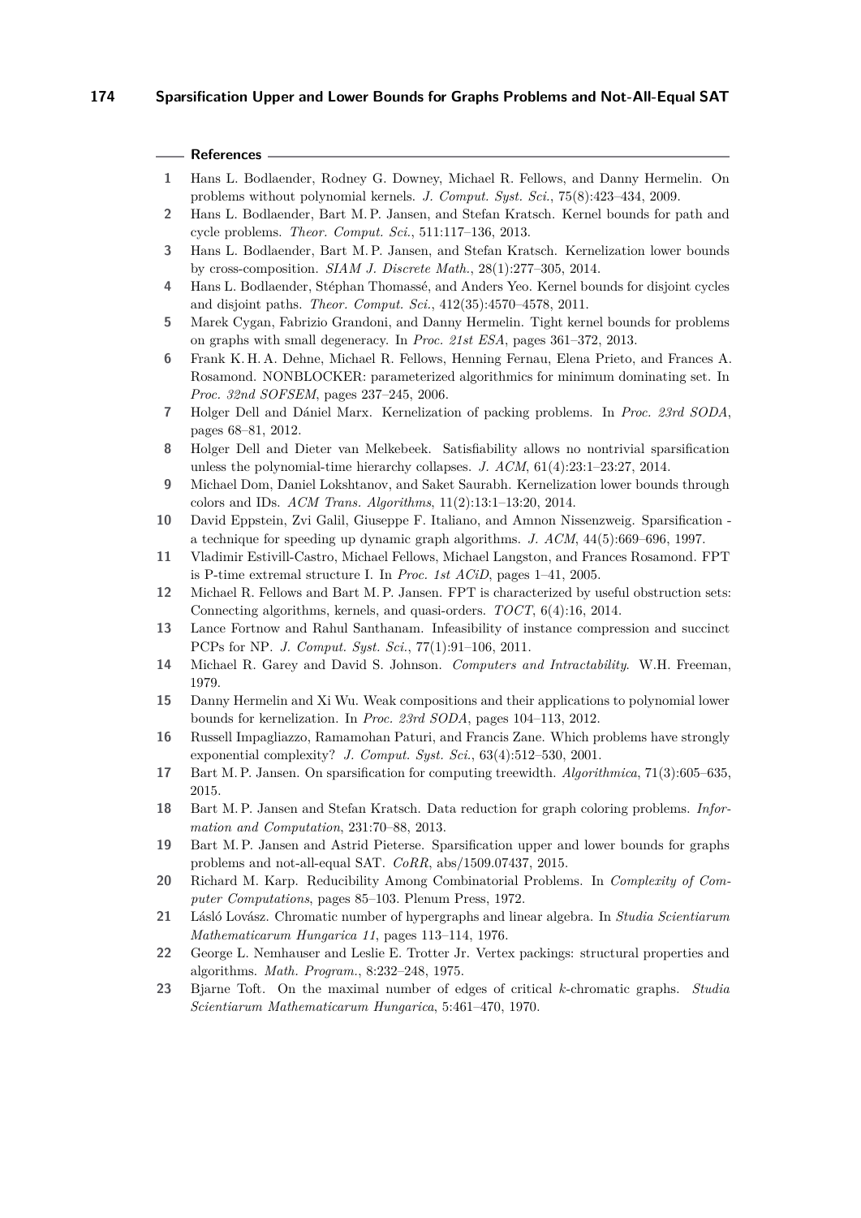## References

1. Hans L. Bodlaender, Rodney G. Downey, Michael R. Fellows, and Danny Hermelin. On problems without polynomial kernels. *J. Comput. Syst. Sci.*, 75(8):423–434, 2009.
2. Hans L. Bodlaender, Bart M. P. Jansen, and Stefan Kratsch. Kernel bounds for path and cycle problems. *Theor. Comput. Sci.*, 511:117–136, 2013.
3. Hans L. Bodlaender, Bart M. P. Jansen, and Stefan Kratsch. Kernelization lower bounds by cross-composition. *SIAM J. Discrete Math.*, 28(1):277–305, 2014.
4. Hans L. Bodlaender, Stéphan Thomassé, and Anders Yeo. Kernel bounds for disjoint cycles and disjoint paths. *Theor. Comput. Sci.*, 412(35):4570–4578, 2011.
5. Marek Cygan, Fabrizio Grandoni, and Danny Hermelin. Tight kernel bounds for problems on graphs with small degeneracy. In *Proc. 21st ESA*, pages 361–372, 2013.
6. Frank K. H. A. Dehne, Michael R. Fellows, Henning Fernau, Elena Prieto, and Frances A. Rosamond. NONBLOCKER: parameterized algorithmics for minimum dominating set. In *Proc. 32nd SOFSEM*, pages 237–245, 2006.
7. Holger Dell and Dániel Marx. Kernelization of packing problems. In *Proc. 23rd SODA*, pages 68–81, 2012.
8. Holger Dell and Dieter van Melkebeek. Satisfiability allows no nontrivial sparsification unless the polynomial-time hierarchy collapses. *J. ACM*, 61(4):23:1–23:27, 2014.
9. Michael Dom, Daniel Lokshtanov, and Saket Saurabh. Kernelization lower bounds through colors and IDs. *ACM Trans. Algorithms*, 11(2):13:1–13:20, 2014.
10. David Eppstein, Zvi Galil, Giuseppe F. Italiano, and Amnon Nissenzweig. Sparsification - a technique for speeding up dynamic graph algorithms. *J. ACM*, 44(5):669–696, 1997.
11. Vladimir Estivill-Castro, Michael Fellows, Michael Langston, and Frances Rosamond. FPT is P-time extremal structure I. In *Proc. 1st ACiD*, pages 1–41, 2005.
12. Michael R. Fellows and Bart M. P. Jansen. FPT is characterized by useful obstruction sets: Connecting algorithms, kernels, and quasi-orders. *TOCT*, 6(4):16, 2014.
13. Lance Fortnow and Rahul Santhanam. Infeasibility of instance compression and succinct PCPs for NP. *J. Comput. Syst. Sci.*, 77(1):91–106, 2011.
14. Michael R. Garey and David S. Johnson. *Computers and Intractability*. W.H. Freeman, 1979.
15. Danny Hermelin and Xi Wu. Weak compositions and their applications to polynomial lower bounds for kernelization. In *Proc. 23rd SODA*, pages 104–113, 2012.
16. Russell Impagliazzo, Ramamohan Paturi, and Francis Zane. Which problems have strongly exponential complexity? *J. Comput. Syst. Sci.*, 63(4):512–530, 2001.
17. Bart M. P. Jansen. On sparsification for computing treewidth. *Algorithmica*, 71(3):605–635, 2015.
18. Bart M. P. Jansen and Stefan Kratsch. Data reduction for graph coloring problems. *Information and Computation*, 231:70–88, 2013.
19. Bart M. P. Jansen and Astrid Pieterse. Sparsification upper and lower bounds for graphs problems and not-all-equal SAT. *CoRR*, abs/1509.07437, 2015.
20. Richard M. Karp. Reducibility Among Combinatorial Problems. In *Complexity of Computer Computations*, pages 85–103. Plenum Press, 1972.
21. Lásló Lovász. Chromatic number of hypergraphs and linear algebra. In *Studia Scientiarum Mathematicarum Hungarica 11*, pages 113–114, 1976.
22. George L. Nemhauser and Leslie E. Trotter Jr. Vertex packings: structural properties and algorithms. *Math. Program.*, 8:232–248, 1975.
23. Bjarne Toft. On the maximal number of edges of critical *k*-chromatic graphs. *Studia Scientiarum Mathematicarum Hungarica*, 5:461–470, 1970.